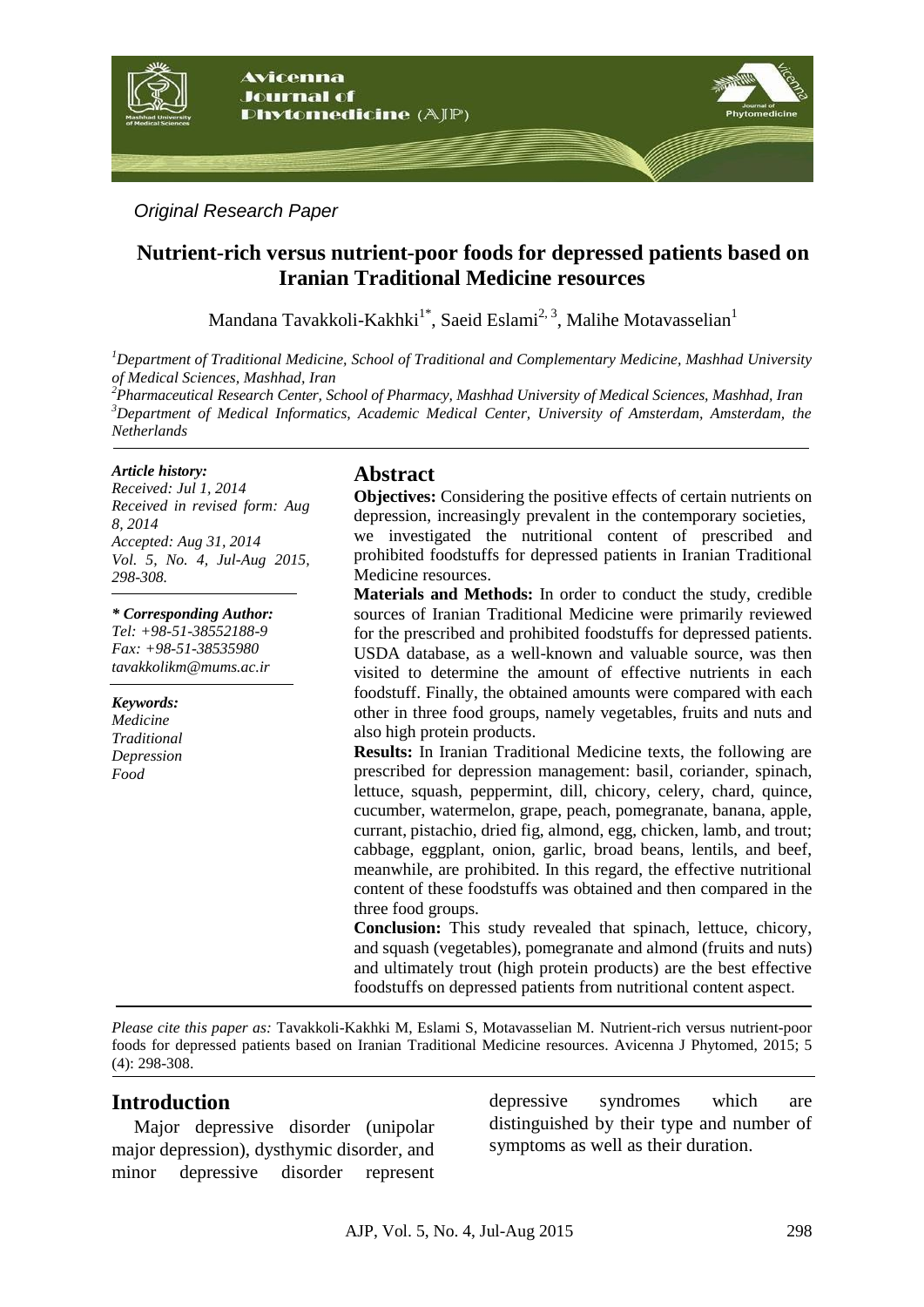*Original Research Paper*

# Nutrient-rich versus nutrient-poor foods for depressed patients based on Iranian Traditional Medicine resources

Mandana Tavakkoli-Kakhki[1*], Saeid Eslami[2, 3], Malihe Motavasselian[1]

[1]*Department of Traditional Medicine, School of Traditional and Complementary Medicine, Mashhad University of Medical Sciences, Mashhad, Iran*
[2]*Pharmaceutical Research Center, School of Pharmacy, Mashhad University of Medical Sciences, Mashhad, Iran*
[3]*Department of Medical Informatics, Academic Medical Center, University of Amsterdam, Amsterdam, the Netherlands*

***Article history:***
*Received: Jul 1, 2014*
*Received in revised form: Aug 8, 2014*
*Accepted: Aug 31, 2014*
*Vol. 5, No. 4, Jul-Aug 2015, 298-308.*

***\* Corresponding Author:***
*Tel: +98-51-38552188-9*
*Fax: +98-51-38535980*
*tavakkolikm@mums.ac.ir*

***Keywords:***
*Medicine*
*Traditional*
*Depression*
*Food*

## Abstract

**Objectives:** Considering the positive effects of certain nutrients on depression, increasingly prevalent in the contemporary societies, we investigated the nutritional content of prescribed and prohibited foodstuffs for depressed patients in Iranian Traditional Medicine resources.

**Materials and Methods:** In order to conduct the study, credible sources of Iranian Traditional Medicine were primarily reviewed for the prescribed and prohibited foodstuffs for depressed patients. USDA database, as a well-known and valuable source, was then visited to determine the amount of effective nutrients in each foodstuff. Finally, the obtained amounts were compared with each other in three food groups, namely vegetables, fruits and nuts and also high protein products.

**Results:** In Iranian Traditional Medicine texts, the following are prescribed for depression management: basil, coriander, spinach, lettuce, squash, peppermint, dill, chicory, celery, chard, quince, cucumber, watermelon, grape, peach, pomegranate, banana, apple, currant, pistachio, dried fig, almond, egg, chicken, lamb, and trout; cabbage, eggplant, onion, garlic, broad beans, lentils, and beef, meanwhile, are prohibited. In this regard, the effective nutritional content of these foodstuffs was obtained and then compared in the three food groups.

**Conclusion:** This study revealed that spinach, lettuce, chicory, and squash (vegetables), pomegranate and almond (fruits and nuts) and ultimately trout (high protein products) are the best effective foodstuffs on depressed patients from nutritional content aspect.

*Please cite this paper as:* Tavakkoli-Kakhki M, Eslami S, Motavasselian M. Nutrient-rich versus nutrient-poor foods for depressed patients based on Iranian Traditional Medicine resources. Avicenna J Phytomed, 2015; 5 (4): 298-308.

## Introduction

Major depressive disorder (unipolar major depression), dysthymic disorder, and minor depressive disorder represent depressive syndromes which are distinguished by their type and number of symptoms as well as their duration.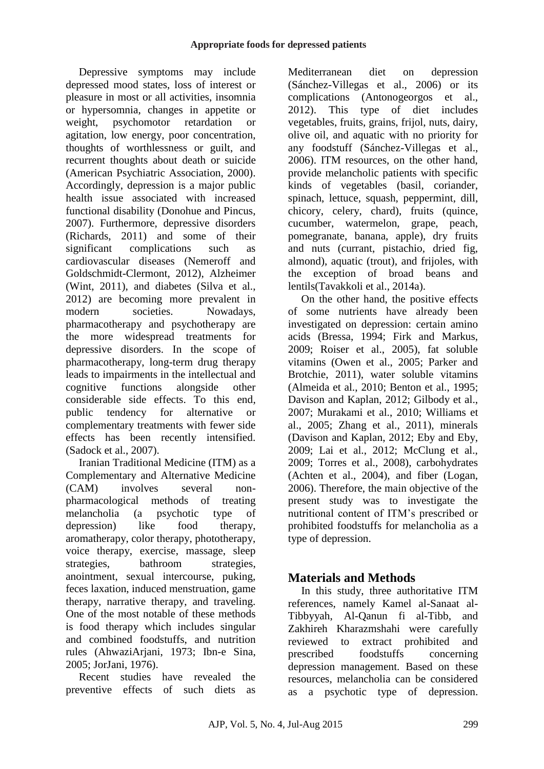Depressive symptoms may include depressed mood states, loss of interest or pleasure in most or all activities, insomnia or hypersomnia, changes in appetite or weight, psychomotor retardation or agitation, low energy, poor concentration, thoughts of worthlessness or guilt, and recurrent thoughts about death or suicide (American Psychiatric Association, 2000). Accordingly, depression is a major public health issue associated with increased functional disability (Donohue and Pincus, 2007). Furthermore, depressive disorders (Richards, 2011) and some of their significant complications such as cardiovascular diseases (Nemeroff and Goldschmidt-Clermont, 2012), Alzheimer (Wint, 2011), and diabetes (Silva et al., 2012) are becoming more prevalent in modern societies. Nowadays, pharmacotherapy and psychotherapy are the more widespread treatments for depressive disorders. In the scope of pharmacotherapy, long-term drug therapy leads to impairments in the intellectual and cognitive functions alongside other considerable side effects. To this end, public tendency for alternative or complementary treatments with fewer side effects has been recently intensified. (Sadock et al., 2007).

Iranian Traditional Medicine (ITM) as a Complementary and Alternative Medicine (CAM) involves several non-pharmacological methods of treating melancholia (a psychotic type of depression) like food therapy, aromatherapy, color therapy, phototherapy, voice therapy, exercise, massage, sleep strategies, bathroom strategies, anointment, sexual intercourse, puking, feces laxation, induced menstruation, game therapy, narrative therapy, and traveling. One of the most notable of these methods is food therapy which includes singular and combined foodstuffs, and nutrition rules (AhwaziArjani, 1973; Ibn-e Sina, 2005; JorJani, 1976).

Recent studies have revealed the preventive effects of such diets as Mediterranean diet on depression (Sánchez-Villegas et al., 2006) or its complications (Antonogeorgos et al., 2012). This type of diet includes vegetables, fruits, grains, frijol, nuts, dairy, olive oil, and aquatic with no priority for any foodstuff (Sánchez-Villegas et al., 2006). ITM resources, on the other hand, provide melancholic patients with specific kinds of vegetables (basil, coriander, spinach, lettuce, squash, peppermint, dill, chicory, celery, chard), fruits (quince, cucumber, watermelon, grape, peach, pomegranate, banana, apple), dry fruits and nuts (currant, pistachio, dried fig, almond), aquatic (trout), and frijoles, with the exception of broad beans and lentils(Tavakkoli et al., 2014a).

On the other hand, the positive effects of some nutrients have already been investigated on depression: certain amino acids (Bressa, 1994; Firk and Markus, 2009; Roiser et al., 2005), fat soluble vitamins (Owen et al., 2005; Parker and Brotchie, 2011), water soluble vitamins (Almeida et al., 2010; Benton et al., 1995; Davison and Kaplan, 2012; Gilbody et al., 2007; Murakami et al., 2010; Williams et al., 2005; Zhang et al., 2011), minerals (Davison and Kaplan, 2012; Eby and Eby, 2009; Lai et al., 2012; McClung et al., 2009; Torres et al., 2008), carbohydrates (Achten et al., 2004), and fiber (Logan, 2006). Therefore, the main objective of the present study was to investigate the nutritional content of ITM's prescribed or prohibited foodstuffs for melancholia as a type of depression.

## Materials and Methods

In this study, three authoritative ITM references, namely Kamel al-Sanaat al-Tibbyyah, Al-Qanun fi al-Tibb, and Zakhireh Kharazmshahi were carefully reviewed to extract prohibited and prescribed foodstuffs concerning depression management. Based on these resources, melancholia can be considered as a psychotic type of depression.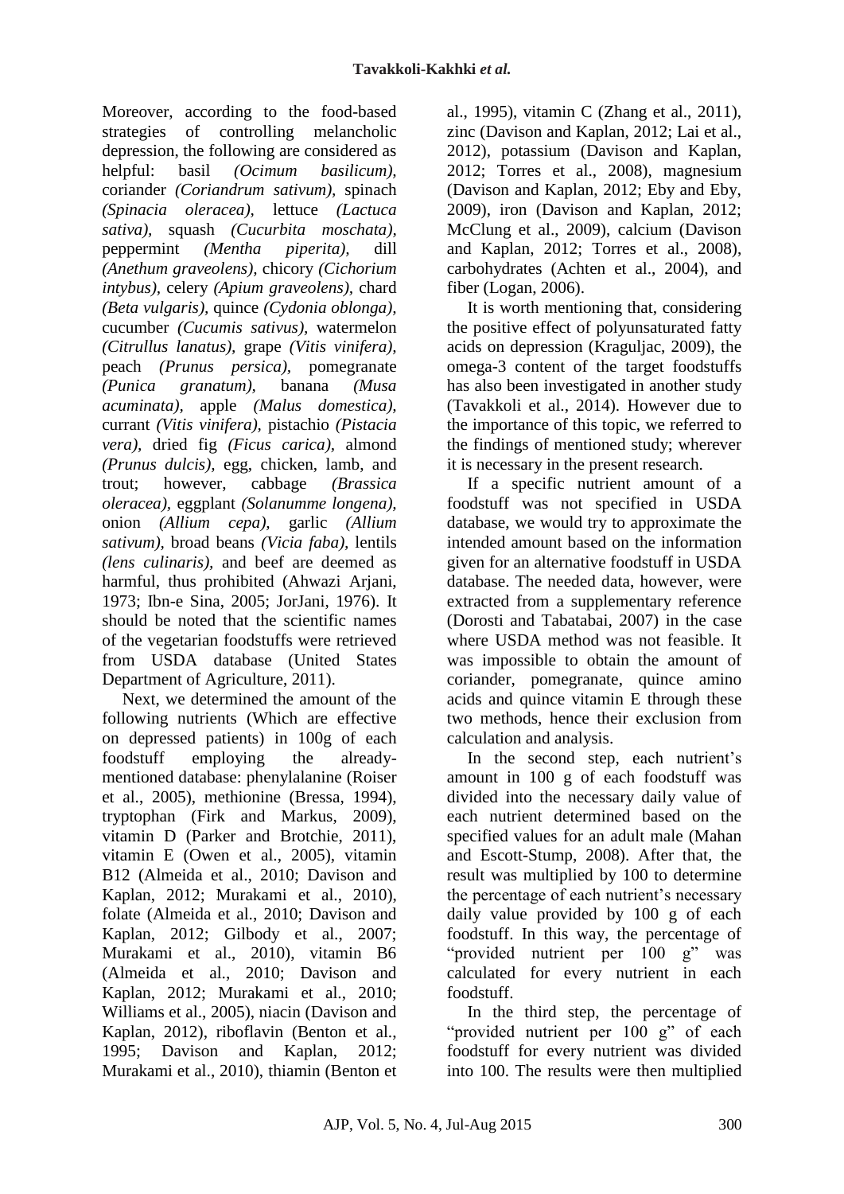Moreover, according to the food-based strategies of controlling melancholic depression, the following are considered as helpful: basil *(Ocimum basilicum)*, coriander *(Coriandrum sativum)*, spinach *(Spinacia oleracea)*, lettuce *(Lactuca sativa)*, squash *(Cucurbita moschata)*, peppermint *(Mentha piperita)*, dill *(Anethum graveolens)*, chicory *(Cichorium intybus)*, celery *(Apium graveolens)*, chard *(Beta vulgaris)*, quince *(Cydonia oblonga)*, cucumber *(Cucumis sativus)*, watermelon *(Citrullus lanatus)*, grape *(Vitis vinifera)*, peach *(Prunus persica)*, pomegranate *(Punica granatum)*, banana *(Musa acuminata)*, apple *(Malus domestica)*, currant *(Vitis vinifera)*, pistachio *(Pistacia vera)*, dried fig *(Ficus carica)*, almond *(Prunus dulcis)*, egg, chicken, lamb, and trout; however, cabbage *(Brassica oleracea)*, eggplant *(Solanumme longena)*, onion *(Allium cepa)*, garlic *(Allium sativum)*, broad beans *(Vicia faba)*, lentils *(lens culinaris)*, and beef are deemed as harmful, thus prohibited (Ahwazi Arjani, 1973; Ibn-e Sina, 2005; JorJani, 1976). It should be noted that the scientific names of the vegetarian foodstuffs were retrieved from USDA database (United States Department of Agriculture, 2011).

Next, we determined the amount of the following nutrients (Which are effective on depressed patients) in 100g of each foodstuff employing the already-mentioned database: phenylalanine (Roiser et al., 2005), methionine (Bressa, 1994), tryptophan (Firk and Markus, 2009), vitamin D (Parker and Brotchie, 2011), vitamin E (Owen et al., 2005), vitamin B12 (Almeida et al., 2010; Davison and Kaplan, 2012; Murakami et al., 2010), folate (Almeida et al., 2010; Davison and Kaplan, 2012; Gilbody et al., 2007; Murakami et al., 2010), vitamin B6 (Almeida et al., 2010; Davison and Kaplan, 2012; Murakami et al., 2010; Williams et al., 2005), niacin (Davison and Kaplan, 2012), riboflavin (Benton et al., 1995; Davison and Kaplan, 2012; Murakami et al., 2010), thiamin (Benton et al., 1995), vitamin C (Zhang et al., 2011), zinc (Davison and Kaplan, 2012; Lai et al., 2012), potassium (Davison and Kaplan, 2012; Torres et al., 2008), magnesium (Davison and Kaplan, 2012; Eby and Eby, 2009), iron (Davison and Kaplan, 2012; McClung et al., 2009), calcium (Davison and Kaplan, 2012; Torres et al., 2008), carbohydrates (Achten et al., 2004), and fiber (Logan, 2006).

It is worth mentioning that, considering the positive effect of polyunsaturated fatty acids on depression (Kraguljac, 2009), the omega-3 content of the target foodstuffs has also been investigated in another study (Tavakkoli et al., 2014). However due to the importance of this topic, we referred to the findings of mentioned study; wherever it is necessary in the present research.

If a specific nutrient amount of a foodstuff was not specified in USDA database, we would try to approximate the intended amount based on the information given for an alternative foodstuff in USDA database. The needed data, however, were extracted from a supplementary reference (Dorosti and Tabatabai, 2007) in the case where USDA method was not feasible. It was impossible to obtain the amount of coriander, pomegranate, quince amino acids and quince vitamin E through these two methods, hence their exclusion from calculation and analysis.

In the second step, each nutrient's amount in 100 g of each foodstuff was divided into the necessary daily value of each nutrient determined based on the specified values for an adult male (Mahan and Escott-Stump, 2008). After that, the result was multiplied by 100 to determine the percentage of each nutrient's necessary daily value provided by 100 g of each foodstuff. In this way, the percentage of "provided nutrient per 100 g" was calculated for every nutrient in each foodstuff.

In the third step, the percentage of "provided nutrient per 100 g" of each foodstuff for every nutrient was divided into 100. The results were then multiplied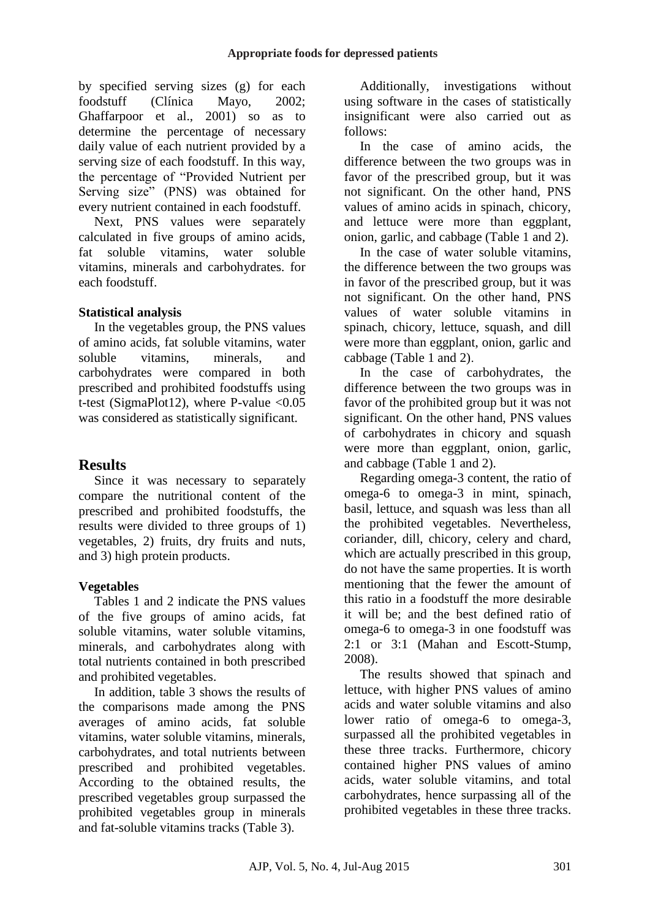by specified serving sizes (g) for each foodstuff (Clínica Mayo, 2002; Ghaffarpoor et al., 2001) so as to determine the percentage of necessary daily value of each nutrient provided by a serving size of each foodstuff. In this way, the percentage of "Provided Nutrient per Serving size" (PNS) was obtained for every nutrient contained in each foodstuff.

Next, PNS values were separately calculated in five groups of amino acids, fat soluble vitamins, water soluble vitamins, minerals and carbohydrates. for each foodstuff.

### Statistical analysis

In the vegetables group, the PNS values of amino acids, fat soluble vitamins, water soluble vitamins, minerals, and carbohydrates were compared in both prescribed and prohibited foodstuffs using t-test (SigmaPlot12), where P-value $<0.05$ was considered as statistically significant.

## Results

Since it was necessary to separately compare the nutritional content of the prescribed and prohibited foodstuffs, the results were divided to three groups of 1) vegetables, 2) fruits, dry fruits and nuts, and 3) high protein products.

### Vegetables

Tables 1 and 2 indicate the PNS values of the five groups of amino acids, fat soluble vitamins, water soluble vitamins, minerals, and carbohydrates along with total nutrients contained in both prescribed and prohibited vegetables.

In addition, table 3 shows the results of the comparisons made among the PNS averages of amino acids, fat soluble vitamins, water soluble vitamins, minerals, carbohydrates, and total nutrients between prescribed and prohibited vegetables. According to the obtained results, the prescribed vegetables group surpassed the prohibited vegetables group in minerals and fat-soluble vitamins tracks (Table 3).

Additionally, investigations without using software in the cases of statistically insignificant were also carried out as follows:

In the case of amino acids, the difference between the two groups was in favor of the prescribed group, but it was not significant. On the other hand, PNS values of amino acids in spinach, chicory, and lettuce were more than eggplant, onion, garlic, and cabbage (Table 1 and 2).

In the case of water soluble vitamins, the difference between the two groups was in favor of the prescribed group, but it was not significant. On the other hand, PNS values of water soluble vitamins in spinach, chicory, lettuce, squash, and dill were more than eggplant, onion, garlic and cabbage (Table 1 and 2).

In the case of carbohydrates, the difference between the two groups was in favor of the prohibited group but it was not significant. On the other hand, PNS values of carbohydrates in chicory and squash were more than eggplant, onion, garlic, and cabbage (Table 1 and 2).

Regarding omega-3 content, the ratio of omega-6 to omega-3 in mint, spinach, basil, lettuce, and squash was less than all the prohibited vegetables. Nevertheless, coriander, dill, chicory, celery and chard, which are actually prescribed in this group, do not have the same properties. It is worth mentioning that the fewer the amount of this ratio in a foodstuff the more desirable it will be; and the best defined ratio of omega-6 to omega-3 in one foodstuff was 2:1 or 3:1 (Mahan and Escott-Stump, 2008).

The results showed that spinach and lettuce, with higher PNS values of amino acids and water soluble vitamins and also lower ratio of omega-6 to omega-3, surpassed all the prohibited vegetables in these three tracks. Furthermore, chicory contained higher PNS values of amino acids, water soluble vitamins, and total carbohydrates, hence surpassing all of the prohibited vegetables in these three tracks.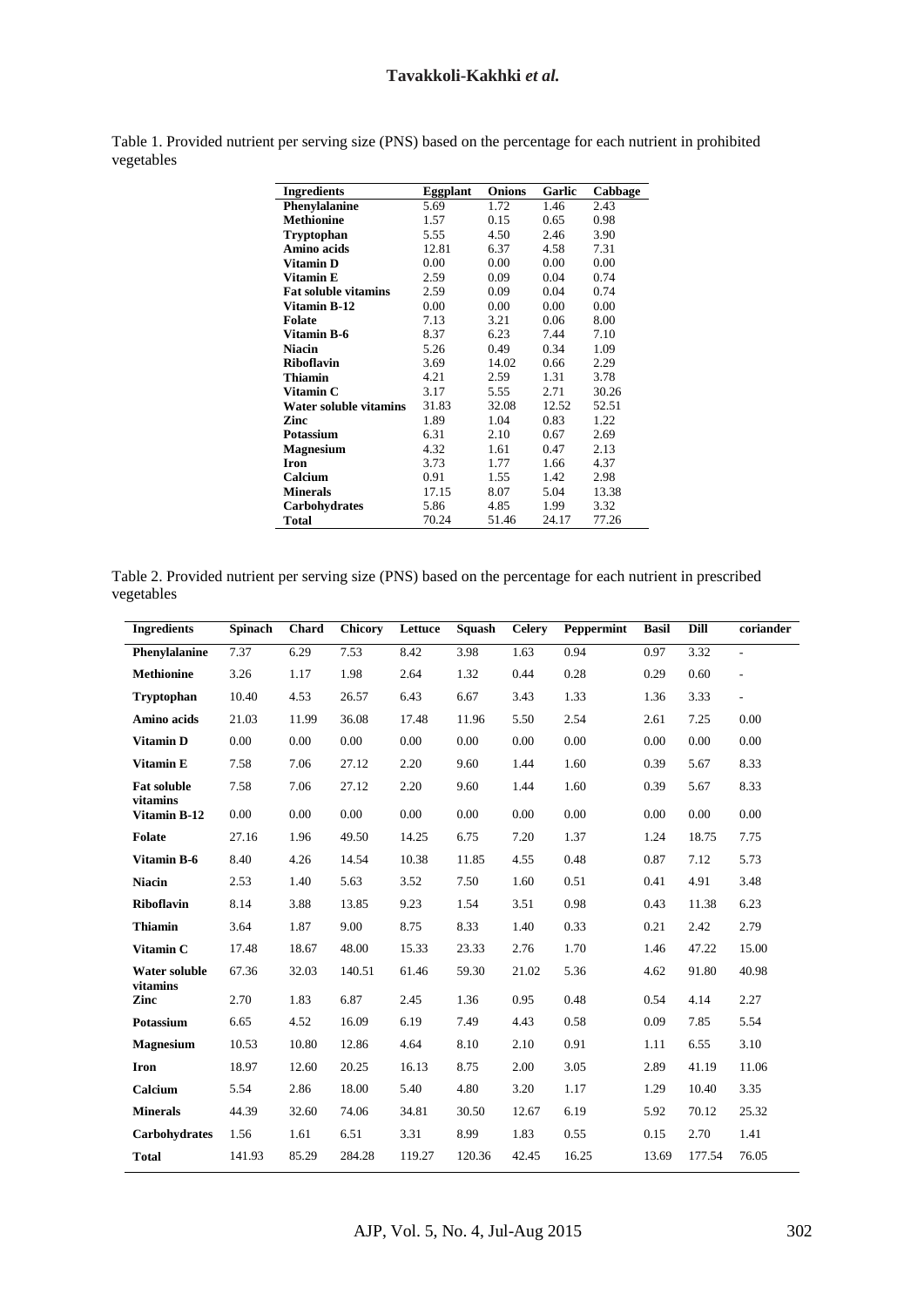Table 1. Provided nutrient per serving size (PNS) based on the percentage for each nutrient in prohibited vegetables

| Ingredients | Eggplant | Onions | Garlic | Cabbage |
|---|---|---|---|---|
| **Phenylalanine** | 5.69 | 1.72 | 1.46 | 2.43 |
| **Methionine** | 1.57 | 0.15 | 0.65 | 0.98 |
| **Tryptophan** | 5.55 | 4.50 | 2.46 | 3.90 |
| **Amino acids** | 12.81 | 6.37 | 4.58 | 7.31 |
| **Vitamin D** | 0.00 | 0.00 | 0.00 | 0.00 |
| **Vitamin E** | 2.59 | 0.09 | 0.04 | 0.74 |
| **Fat soluble vitamins** | 2.59 | 0.09 | 0.04 | 0.74 |
| **Vitamin B-12** | 0.00 | 0.00 | 0.00 | 0.00 |
| **Folate** | 7.13 | 3.21 | 0.06 | 8.00 |
| **Vitamin B-6** | 8.37 | 6.23 | 7.44 | 7.10 |
| **Niacin** | 5.26 | 0.49 | 0.34 | 1.09 |
| **Riboflavin** | 3.69 | 14.02 | 0.66 | 2.29 |
| **Thiamin** | 4.21 | 2.59 | 1.31 | 3.78 |
| **Vitamin C** | 3.17 | 5.55 | 2.71 | 30.26 |
| **Water soluble vitamins** | 31.83 | 32.08 | 12.52 | 52.51 |
| **Zinc** | 1.89 | 1.04 | 0.83 | 1.22 |
| **Potassium** | 6.31 | 2.10 | 0.67 | 2.69 |
| **Magnesium** | 4.32 | 1.61 | 0.47 | 2.13 |
| **Iron** | 3.73 | 1.77 | 1.66 | 4.37 |
| **Calcium** | 0.91 | 1.55 | 1.42 | 2.98 |
| **Minerals** | 17.15 | 8.07 | 5.04 | 13.38 |
| **Carbohydrates** | 5.86 | 4.85 | 1.99 | 3.32 |
| **Total** | 70.24 | 51.46 | 24.17 | 77.26 |

Table 2. Provided nutrient per serving size (PNS) based on the percentage for each nutrient in prescribed vegetables

| Ingredients | Spinach | Chard | Chicory | Lettuce | Squash | Celery | Peppermint | Basil | Dill | coriander |
|---|---|---|---|---|---|---|---|---|---|---|
| **Phenylalanine** | 7.37 | 6.29 | 7.53 | 8.42 | 3.98 | 1.63 | 0.94 | 0.97 | 3.32 | - |
| **Methionine** | 3.26 | 1.17 | 1.98 | 2.64 | 1.32 | 0.44 | 0.28 | 0.29 | 0.60 | - |
| **Tryptophan** | 10.40 | 4.53 | 26.57 | 6.43 | 6.67 | 3.43 | 1.33 | 1.36 | 3.33 | - |
| **Amino acids** | 21.03 | 11.99 | 36.08 | 17.48 | 11.96 | 5.50 | 2.54 | 2.61 | 7.25 | 0.00 |
| **Vitamin D** | 0.00 | 0.00 | 0.00 | 0.00 | 0.00 | 0.00 | 0.00 | 0.00 | 0.00 | 0.00 |
| **Vitamin E** | 7.58 | 7.06 | 27.12 | 2.20 | 9.60 | 1.44 | 1.60 | 0.39 | 5.67 | 8.33 |
| **Fat soluble vitamins** | 7.58 | 7.06 | 27.12 | 2.20 | 9.60 | 1.44 | 1.60 | 0.39 | 5.67 | 8.33 |
| **Vitamin B-12** | 0.00 | 0.00 | 0.00 | 0.00 | 0.00 | 0.00 | 0.00 | 0.00 | 0.00 | 0.00 |
| **Folate** | 27.16 | 1.96 | 49.50 | 14.25 | 6.75 | 7.20 | 1.37 | 1.24 | 18.75 | 7.75 |
| **Vitamin B-6** | 8.40 | 4.26 | 14.54 | 10.38 | 11.85 | 4.55 | 0.48 | 0.87 | 7.12 | 5.73 |
| **Niacin** | 2.53 | 1.40 | 5.63 | 3.52 | 7.50 | 1.60 | 0.51 | 0.41 | 4.91 | 3.48 |
| **Riboflavin** | 8.14 | 3.88 | 13.85 | 9.23 | 1.54 | 3.51 | 0.98 | 0.43 | 11.38 | 6.23 |
| **Thiamin** | 3.64 | 1.87 | 9.00 | 8.75 | 8.33 | 1.40 | 0.33 | 0.21 | 2.42 | 2.79 |
| **Vitamin C** | 17.48 | 18.67 | 48.00 | 15.33 | 23.33 | 2.76 | 1.70 | 1.46 | 47.22 | 15.00 |
| **Water soluble vitamins** | 67.36 | 32.03 | 140.51 | 61.46 | 59.30 | 21.02 | 5.36 | 4.62 | 91.80 | 40.98 |
| **Zinc** | 2.70 | 1.83 | 6.87 | 2.45 | 1.36 | 0.95 | 0.48 | 0.54 | 4.14 | 2.27 |
| **Potassium** | 6.65 | 4.52 | 16.09 | 6.19 | 7.49 | 4.43 | 0.58 | 0.09 | 7.85 | 5.54 |
| **Magnesium** | 10.53 | 10.80 | 12.86 | 4.64 | 8.10 | 2.10 | 0.91 | 1.11 | 6.55 | 3.10 |
| **Iron** | 18.97 | 12.60 | 20.25 | 16.13 | 8.75 | 2.00 | 3.05 | 2.89 | 41.19 | 11.06 |
| **Calcium** | 5.54 | 2.86 | 18.00 | 5.40 | 4.80 | 3.20 | 1.17 | 1.29 | 10.40 | 3.35 |
| **Minerals** | 44.39 | 32.60 | 74.06 | 34.81 | 30.50 | 12.67 | 6.19 | 5.92 | 70.12 | 25.32 |
| **Carbohydrates** | 1.56 | 1.61 | 6.51 | 3.31 | 8.99 | 1.83 | 0.55 | 0.15 | 2.70 | 1.41 |
| **Total** | 141.93 | 85.29 | 284.28 | 119.27 | 120.36 | 42.45 | 16.25 | 13.69 | 177.54 | 76.05 |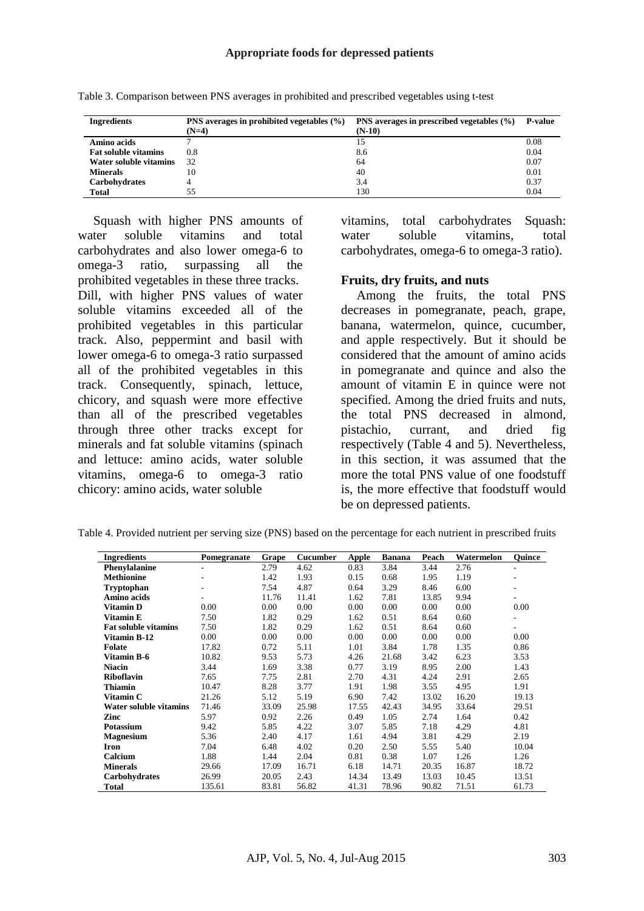Table 3. Comparison between PNS averages in prohibited and prescribed vegetables using t-test

| Ingredients | PNS averages in prohibited vegetables (%) (N=4) | PNS averages in prescribed vegetables (%) (N-10) | P-value |
|---|---|---|---|
| Amino acids | 7 | 15 | 0.08 |
| Fat soluble vitamins | 0.8 | 8.6 | 0.04 |
| Water soluble vitamins | 32 | 64 | 0.07 |
| Minerals | 10 | 40 | 0.01 |
| Carbohydrates | 4 | 3.4 | 0.37 |
| Total | 55 | 130 | 0.04 |

Squash with higher PNS amounts of water soluble vitamins and total carbohydrates and also lower omega-6 to omega-3 ratio, surpassing all the prohibited vegetables in these three tracks. Dill, with higher PNS values of water soluble vitamins exceeded all of the prohibited vegetables in this particular track. Also, peppermint and basil with lower omega-6 to omega-3 ratio surpassed all of the prohibited vegetables in this track. Consequently, spinach, lettuce, chicory, and squash were more effective than all of the prescribed vegetables through three other tracks except for minerals and fat soluble vitamins (spinach and lettuce: amino acids, water soluble vitamins, omega-6 to omega-3 ratio chicory: amino acids, water soluble vitamins, total carbohydrates Squash: water soluble vitamins, total carbohydrates, omega-6 to omega-3 ratio).

### Fruits, dry fruits, and nuts

Among the fruits, the total PNS decreases in pomegranate, peach, grape, banana, watermelon, quince, cucumber, and apple respectively. But it should be considered that the amount of amino acids in pomegranate and quince and also the amount of vitamin E in quince were not specified. Among the dried fruits and nuts, the total PNS decreased in almond, pistachio, currant, and dried fig respectively (Table 4 and 5). Nevertheless, in this section, it was assumed that the more the total PNS value of one foodstuff is, the more effective that foodstuff would be on depressed patients.

Table 4. Provided nutrient per serving size (PNS) based on the percentage for each nutrient in prescribed fruits

| Ingredients | Pomegranate | Grape | Cucumber | Apple | Banana | Peach | Watermelon | Quince |
|---|---|---|---|---|---|---|---|---|
| Phenylalanine | - | 2.79 | 4.62 | 0.83 | 3.84 | 3.44 | 2.76 | - |
| Methionine | - | 1.42 | 1.93 | 0.15 | 0.68 | 1.95 | 1.19 | - |
| Tryptophan | - | 7.54 | 4.87 | 0.64 | 3.29 | 8.46 | 6.00 | - |
| Amino acids | - | 11.76 | 11.41 | 1.62 | 7.81 | 13.85 | 9.94 | - |
| Vitamin D | 0.00 | 0.00 | 0.00 | 0.00 | 0.00 | 0.00 | 0.00 | 0.00 |
| Vitamin E | 7.50 | 1.82 | 0.29 | 1.62 | 0.51 | 8.64 | 0.60 | - |
| Fat soluble vitamins | 7.50 | 1.82 | 0.29 | 1.62 | 0.51 | 8.64 | 0.60 | - |
| Vitamin B-12 | 0.00 | 0.00 | 0.00 | 0.00 | 0.00 | 0.00 | 0.00 | 0.00 |
| Folate | 17.82 | 0.72 | 5.11 | 1.01 | 3.84 | 1.78 | 1.35 | 0.86 |
| Vitamin B-6 | 10.82 | 9.53 | 5.73 | 4.26 | 21.68 | 3.42 | 6.23 | 3.53 |
| Niacin | 3.44 | 1.69 | 3.38 | 0.77 | 3.19 | 8.95 | 2.00 | 1.43 |
| Riboflavin | 7.65 | 7.75 | 2.81 | 2.70 | 4.31 | 4.24 | 2.91 | 2.65 |
| Thiamin | 10.47 | 8.28 | 3.77 | 1.91 | 1.98 | 3.55 | 4.95 | 1.91 |
| Vitamin C | 21.26 | 5.12 | 5.19 | 6.90 | 7.42 | 13.02 | 16.20 | 19.13 |
| Water soluble vitamins | 71.46 | 33.09 | 25.98 | 17.55 | 42.43 | 34.95 | 33.64 | 29.51 |
| Zinc | 5.97 | 0.92 | 2.26 | 0.49 | 1.05 | 2.74 | 1.64 | 0.42 |
| Potassium | 9.42 | 5.85 | 4.22 | 3.07 | 5.85 | 7.18 | 4.29 | 4.81 |
| Magnesium | 5.36 | 2.40 | 4.17 | 1.61 | 4.94 | 3.81 | 4.29 | 2.19 |
| Iron | 7.04 | 6.48 | 4.02 | 0.20 | 2.50 | 5.55 | 5.40 | 10.04 |
| Calcium | 1.88 | 1.44 | 2.04 | 0.81 | 0.38 | 1.07 | 1.26 | 1.26 |
| Minerals | 29.66 | 17.09 | 16.71 | 6.18 | 14.71 | 20.35 | 16.87 | 18.72 |
| Carbohydrates | 26.99 | 20.05 | 2.43 | 14.34 | 13.49 | 13.03 | 10.45 | 13.51 |
| Total | 135.61 | 83.81 | 56.82 | 41.31 | 78.96 | 90.82 | 71.51 | 61.73 |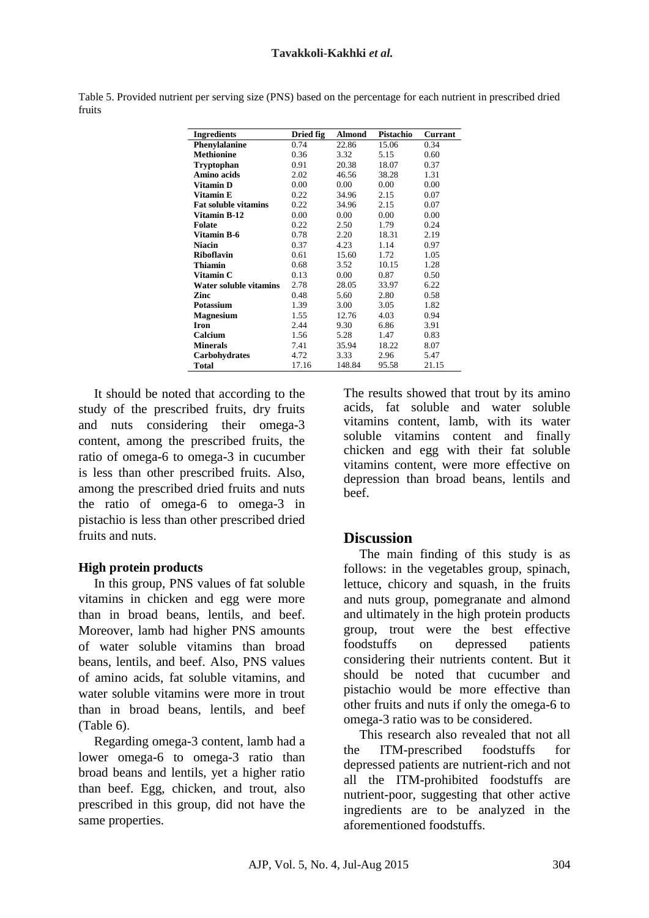Table 5. Provided nutrient per serving size (PNS) based on the percentage for each nutrient in prescribed dried fruits

| Ingredients | Dried fig | Almond | Pistachio | Currant |
|---|---|---|---|---|
| Phenylalanine | 0.74 | 22.86 | 15.06 | 0.34 |
| Methionine | 0.36 | 3.32 | 5.15 | 0.60 |
| Tryptophan | 0.91 | 20.38 | 18.07 | 0.37 |
| Amino acids | 2.02 | 46.56 | 38.28 | 1.31 |
| Vitamin D | 0.00 | 0.00 | 0.00 | 0.00 |
| Vitamin E | 0.22 | 34.96 | 2.15 | 0.07 |
| Fat soluble vitamins | 0.22 | 34.96 | 2.15 | 0.07 |
| Vitamin B-12 | 0.00 | 0.00 | 0.00 | 0.00 |
| Folate | 0.22 | 2.50 | 1.79 | 0.24 |
| Vitamin B-6 | 0.78 | 2.20 | 18.31 | 2.19 |
| Niacin | 0.37 | 4.23 | 1.14 | 0.97 |
| Riboflavin | 0.61 | 15.60 | 1.72 | 1.05 |
| Thiamin | 0.68 | 3.52 | 10.15 | 1.28 |
| Vitamin C | 0.13 | 0.00 | 0.87 | 0.50 |
| Water soluble vitamins | 2.78 | 28.05 | 33.97 | 6.22 |
| Zinc | 0.48 | 5.60 | 2.80 | 0.58 |
| Potassium | 1.39 | 3.00 | 3.05 | 1.82 |
| Magnesium | 1.55 | 12.76 | 4.03 | 0.94 |
| Iron | 2.44 | 9.30 | 6.86 | 3.91 |
| Calcium | 1.56 | 5.28 | 1.47 | 0.83 |
| Minerals | 7.41 | 35.94 | 18.22 | 8.07 |
| Carbohydrates | 4.72 | 3.33 | 2.96 | 5.47 |
| Total | 17.16 | 148.84 | 95.58 | 21.15 |

It should be noted that according to the study of the prescribed fruits, dry fruits and nuts considering their omega-3 content, among the prescribed fruits, the ratio of omega-6 to omega-3 in cucumber is less than other prescribed fruits. Also, among the prescribed dried fruits and nuts the ratio of omega-6 to omega-3 in pistachio is less than other prescribed dried fruits and nuts.

### High protein products

In this group, PNS values of fat soluble vitamins in chicken and egg were more than in broad beans, lentils, and beef. Moreover, lamb had higher PNS amounts of water soluble vitamins than broad beans, lentils, and beef. Also, PNS values of amino acids, fat soluble vitamins, and water soluble vitamins were more in trout than in broad beans, lentils, and beef (Table 6).

Regarding omega-3 content, lamb had a lower omega-6 to omega-3 ratio than broad beans and lentils, yet a higher ratio than beef. Egg, chicken, and trout, also prescribed in this group, did not have the same properties.

The results showed that trout by its amino acids, fat soluble and water soluble vitamins content, lamb, with its water soluble vitamins content and finally chicken and egg with their fat soluble vitamins content, were more effective on depression than broad beans, lentils and beef.

## Discussion

The main finding of this study is as follows: in the vegetables group, spinach, lettuce, chicory and squash, in the fruits and nuts group, pomegranate and almond and ultimately in the high protein products group, trout were the best effective foodstuffs on depressed patients considering their nutrients content. But it should be noted that cucumber and pistachio would be more effective than other fruits and nuts if only the omega-6 to omega-3 ratio was to be considered.

This research also revealed that not all the ITM-prescribed foodstuffs for depressed patients are nutrient-rich and not all the ITM-prohibited foodstuffs are nutrient-poor, suggesting that other active ingredients are to be analyzed in the aforementioned foodstuffs.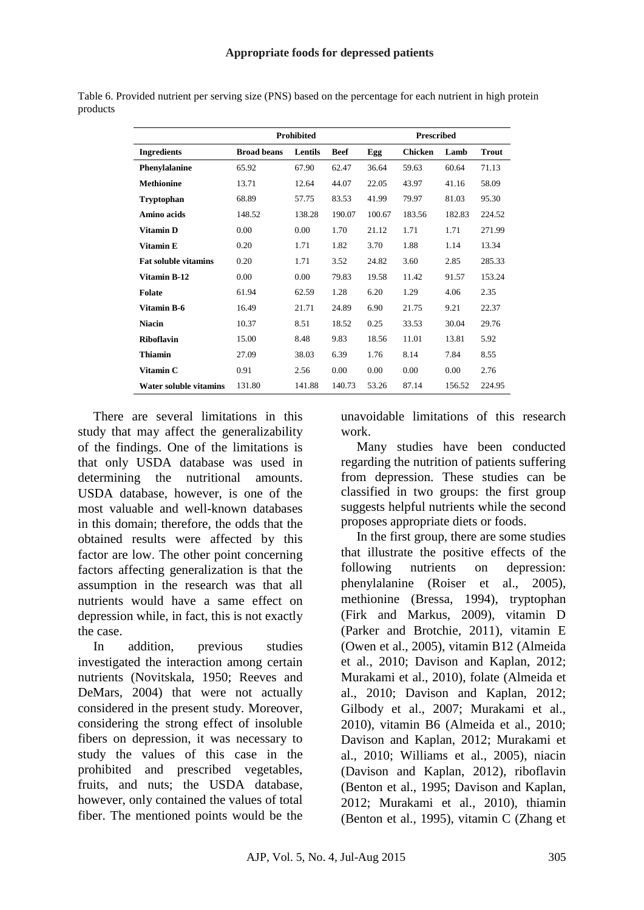Table 6. Provided nutrient per serving size (PNS) based on the percentage for each nutrient in high protein products

| | Prohibited | | Prescribed | | | | |
|---|---|---|---|---|---|---|---|
| **Ingredients** | **Broad beans** | **Lentils** | **Beef** | **Egg** | **Chicken** | **Lamb** | **Trout** |
| **Phenylalanine** | 65.92 | 67.90 | 62.47 | 36.64 | 59.63 | 60.64 | 71.13 |
| **Methionine** | 13.71 | 12.64 | 44.07 | 22.05 | 43.97 | 41.16 | 58.09 |
| **Tryptophan** | 68.89 | 57.75 | 83.53 | 41.99 | 79.97 | 81.03 | 95.30 |
| **Amino acids** | 148.52 | 138.28 | 190.07 | 100.67 | 183.56 | 182.83 | 224.52 |
| **Vitamin D** | 0.00 | 0.00 | 1.70 | 21.12 | 1.71 | 1.71 | 271.99 |
| **Vitamin E** | 0.20 | 1.71 | 1.82 | 3.70 | 1.88 | 1.14 | 13.34 |
| **Fat soluble vitamins** | 0.20 | 1.71 | 3.52 | 24.82 | 3.60 | 2.85 | 285.33 |
| **Vitamin B-12** | 0.00 | 0.00 | 79.83 | 19.58 | 11.42 | 91.57 | 153.24 |
| **Folate** | 61.94 | 62.59 | 1.28 | 6.20 | 1.29 | 4.06 | 2.35 |
| **Vitamin B-6** | 16.49 | 21.71 | 24.89 | 6.90 | 21.75 | 9.21 | 22.37 |
| **Niacin** | 10.37 | 8.51 | 18.52 | 0.25 | 33.53 | 30.04 | 29.76 |
| **Riboflavin** | 15.00 | 8.48 | 9.83 | 18.56 | 11.01 | 13.81 | 5.92 |
| **Thiamin** | 27.09 | 38.03 | 6.39 | 1.76 | 8.14 | 7.84 | 8.55 |
| **Vitamin C** | 0.91 | 2.56 | 0.00 | 0.00 | 0.00 | 0.00 | 2.76 |
| **Water soluble vitamins** | 131.80 | 141.88 | 140.73 | 53.26 | 87.14 | 156.52 | 224.95 |

There are several limitations in this study that may affect the generalizability of the findings. One of the limitations is that only USDA database was used in determining the nutritional amounts. USDA database, however, is one of the most valuable and well-known databases in this domain; therefore, the odds that the obtained results were affected by this factor are low. The other point concerning factors affecting generalization is that the assumption in the research was that all nutrients would have a same effect on depression while, in fact, this is not exactly the case.

In addition, previous studies investigated the interaction among certain nutrients (Novitskala, 1950; Reeves and DeMars, 2004) that were not actually considered in the present study. Moreover, considering the strong effect of insoluble fibers on depression, it was necessary to study the values of this case in the prohibited and prescribed vegetables, fruits, and nuts; the USDA database, however, only contained the values of total fiber. The mentioned points would be the unavoidable limitations of this research work.

Many studies have been conducted regarding the nutrition of patients suffering from depression. These studies can be classified in two groups: the first group suggests helpful nutrients while the second proposes appropriate diets or foods.

In the first group, there are some studies that illustrate the positive effects of the following nutrients on depression: phenylalanine (Roiser et al., 2005), methionine (Bressa, 1994), tryptophan (Firk and Markus, 2009), vitamin D (Parker and Brotchie, 2011), vitamin E (Owen et al., 2005), vitamin B12 (Almeida et al., 2010; Davison and Kaplan, 2012; Murakami et al., 2010), folate (Almeida et al., 2010; Davison and Kaplan, 2012; Gilbody et al., 2007; Murakami et al., 2010), vitamin B6 (Almeida et al., 2010; Davison and Kaplan, 2012; Murakami et al., 2010; Williams et al., 2005), niacin (Davison and Kaplan, 2012), riboflavin (Benton et al., 1995; Davison and Kaplan, 2012; Murakami et al., 2010), thiamin (Benton et al., 1995), vitamin C (Zhang et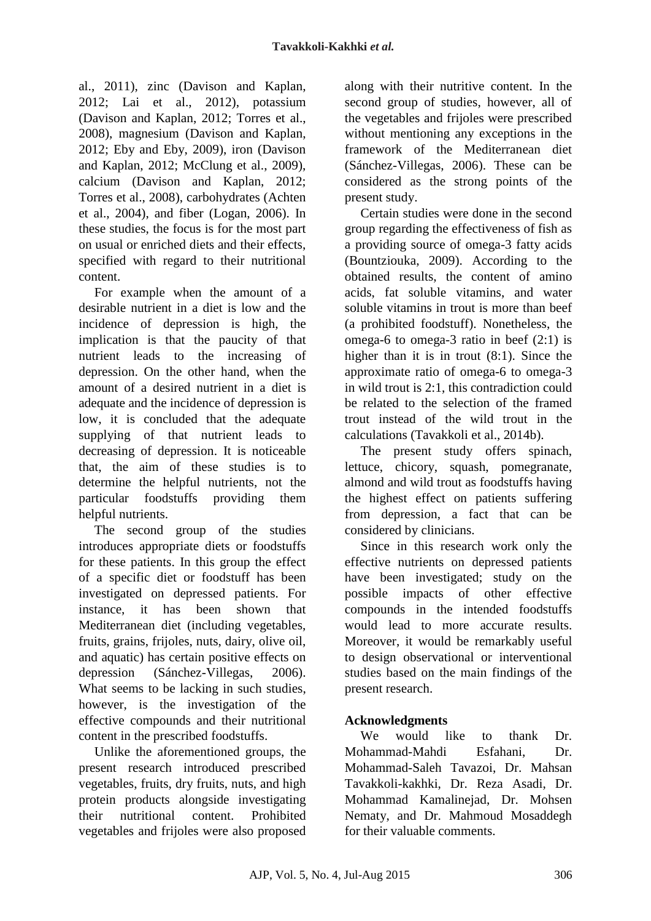al., 2011), zinc (Davison and Kaplan, 2012; Lai et al., 2012), potassium (Davison and Kaplan, 2012; Torres et al., 2008), magnesium (Davison and Kaplan, 2012; Eby and Eby, 2009), iron (Davison and Kaplan, 2012; McClung et al., 2009), calcium (Davison and Kaplan, 2012; Torres et al., 2008), carbohydrates (Achten et al., 2004), and fiber (Logan, 2006). In these studies, the focus is for the most part on usual or enriched diets and their effects, specified with regard to their nutritional content.

For example when the amount of a desirable nutrient in a diet is low and the incidence of depression is high, the implication is that the paucity of that nutrient leads to the increasing of depression. On the other hand, when the amount of a desired nutrient in a diet is adequate and the incidence of depression is low, it is concluded that the adequate supplying of that nutrient leads to decreasing of depression. It is noticeable that, the aim of these studies is to determine the helpful nutrients, not the particular foodstuffs providing them helpful nutrients.

The second group of the studies introduces appropriate diets or foodstuffs for these patients. In this group the effect of a specific diet or foodstuff has been investigated on depressed patients. For instance, it has been shown that Mediterranean diet (including vegetables, fruits, grains, frijoles, nuts, dairy, olive oil, and aquatic) has certain positive effects on depression (Sánchez-Villegas, 2006). What seems to be lacking in such studies, however, is the investigation of the effective compounds and their nutritional content in the prescribed foodstuffs.

Unlike the aforementioned groups, the present research introduced prescribed vegetables, fruits, dry fruits, nuts, and high protein products alongside investigating their nutritional content. Prohibited vegetables and frijoles were also proposed along with their nutritive content. In the second group of studies, however, all of the vegetables and frijoles were prescribed without mentioning any exceptions in the framework of the Mediterranean diet (Sánchez-Villegas, 2006). These can be considered as the strong points of the present study.

Certain studies were done in the second group regarding the effectiveness of fish as a providing source of omega-3 fatty acids (Bountziouka, 2009). According to the obtained results, the content of amino acids, fat soluble vitamins, and water soluble vitamins in trout is more than beef (a prohibited foodstuff). Nonetheless, the omega-6 to omega-3 ratio in beef (2:1) is higher than it is in trout (8:1). Since the approximate ratio of omega-6 to omega-3 in wild trout is 2:1, this contradiction could be related to the selection of the framed trout instead of the wild trout in the calculations (Tavakkoli et al., 2014b).

The present study offers spinach, lettuce, chicory, squash, pomegranate, almond and wild trout as foodstuffs having the highest effect on patients suffering from depression, a fact that can be considered by clinicians.

Since in this research work only the effective nutrients on depressed patients have been investigated; study on the possible impacts of other effective compounds in the intended foodstuffs would lead to more accurate results. Moreover, it would be remarkably useful to design observational or interventional studies based on the main findings of the present research.

## Acknowledgments

We would like to thank Dr. Mohammad-Mahdi Esfahani, Dr. Mohammad-Saleh Tavazoi, Dr. Mahsan Tavakkoli-kakhki, Dr. Reza Asadi, Dr. Mohammad Kamalinejad, Dr. Mohsen Nematy, and Dr. Mahmoud Mosaddegh for their valuable comments.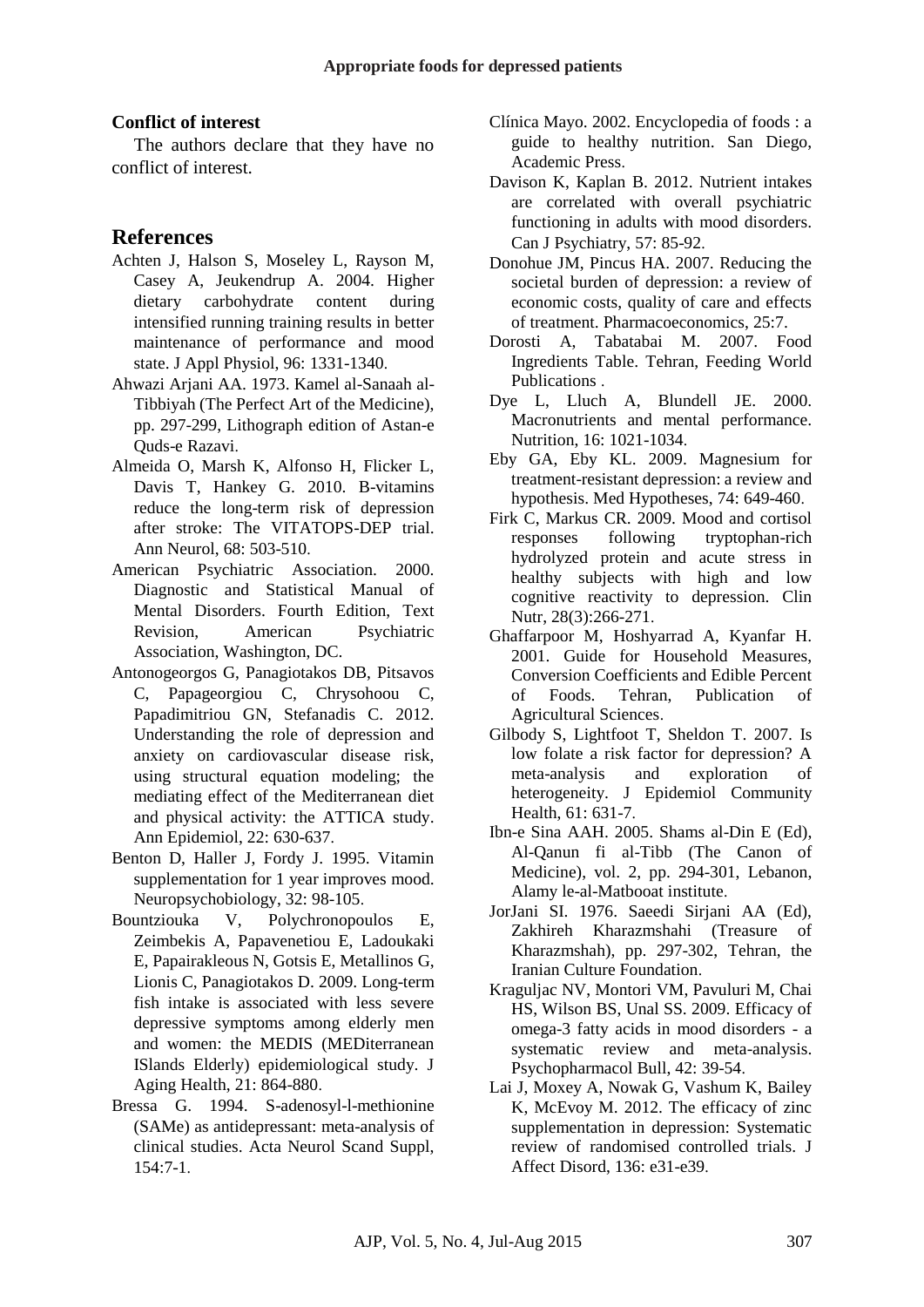### Conflict of interest

The authors declare that they have no conflict of interest.

## References

Achten J, Halson S, Moseley L, Rayson M, Casey A, Jeukendrup A. 2004. Higher dietary carbohydrate content during intensified running training results in better maintenance of performance and mood state. J Appl Physiol, 96: 1331-1340.

Ahwazi Arjani AA. 1973. Kamel al-Sanaah al-Tibbiyah (The Perfect Art of the Medicine), pp. 297-299, Lithograph edition of Astan-e Quds-e Razavi.

Almeida O, Marsh K, Alfonso H, Flicker L, Davis T, Hankey G. 2010. B-vitamins reduce the long-term risk of depression after stroke: The VITATOPS-DEP trial. Ann Neurol, 68: 503-510.

American Psychiatric Association. 2000. Diagnostic and Statistical Manual of Mental Disorders. Fourth Edition, Text Revision, American Psychiatric Association, Washington, DC.

Antonogeorgos G, Panagiotakos DB, Pitsavos C, Papageorgiou C, Chrysohoou C, Papadimitriou GN, Stefanadis C. 2012. Understanding the role of depression and anxiety on cardiovascular disease risk, using structural equation modeling; the mediating effect of the Mediterranean diet and physical activity: the ATTICA study. Ann Epidemiol, 22: 630-637.

Benton D, Haller J, Fordy J. 1995. Vitamin supplementation for 1 year improves mood. Neuropsychobiology, 32: 98-105.

Bountziouka V, Polychronopoulos E, Zeimbekis A, Papavenetiou E, Ladoukaki E, Papairakleous N, Gotsis E, Metallinos G, Lionis C, Panagiotakos D. 2009. Long-term fish intake is associated with less severe depressive symptoms among elderly men and women: the MEDIS (MEDiterranean ISlands Elderly) epidemiological study. J Aging Health, 21: 864-880.

Bressa G. 1994. S-adenosyl-l-methionine (SAMe) as antidepressant: meta-analysis of clinical studies. Acta Neurol Scand Suppl, 154:7-1.

Clínica Mayo. 2002. Encyclopedia of foods : a guide to healthy nutrition. San Diego, Academic Press.

Davison K, Kaplan B. 2012. Nutrient intakes are correlated with overall psychiatric functioning in adults with mood disorders. Can J Psychiatry, 57: 85-92.

Donohue JM, Pincus HA. 2007. Reducing the societal burden of depression: a review of economic costs, quality of care and effects of treatment. Pharmacoeconomics, 25:7.

Dorosti A, Tabatabai M. 2007. Food Ingredients Table. Tehran, Feeding World Publications .

Dye L, Lluch A, Blundell JE. 2000. Macronutrients and mental performance. Nutrition, 16: 1021-1034.

Eby GA, Eby KL. 2009. Magnesium for treatment-resistant depression: a review and hypothesis. Med Hypotheses, 74: 649-460.

Firk C, Markus CR. 2009. Mood and cortisol responses following tryptophan-rich hydrolyzed protein and acute stress in healthy subjects with high and low cognitive reactivity to depression. Clin Nutr, 28(3):266-271.

Ghaffarpoor M, Hoshyarrad A, Kyanfar H. 2001. Guide for Household Measures, Conversion Coefficients and Edible Percent of Foods. Tehran, Publication of Agricultural Sciences.

Gilbody S, Lightfoot T, Sheldon T. 2007. Is low folate a risk factor for depression? A meta-analysis and exploration of heterogeneity. J Epidemiol Community Health, 61: 631-7.

Ibn-e Sina AAH. 2005. Shams al-Din E (Ed), Al-Qanun fi al-Tibb (The Canon of Medicine), vol. 2, pp. 294-301, Lebanon, Alamy le-al-Matbooat institute.

JorJani SI. 1976. Saeedi Sirjani AA (Ed), Zakhireh Kharazmshahi (Treasure of Kharazmshah), pp. 297-302, Tehran, the Iranian Culture Foundation.

Kraguljac NV, Montori VM, Pavuluri M, Chai HS, Wilson BS, Unal SS. 2009. Efficacy of omega-3 fatty acids in mood disorders - a systematic review and meta-analysis. Psychopharmacol Bull, 42: 39-54.

Lai J, Moxey A, Nowak G, Vashum K, Bailey K, McEvoy M. 2012. The efficacy of zinc supplementation in depression: Systematic review of randomised controlled trials. J Affect Disord, 136: e31-e39.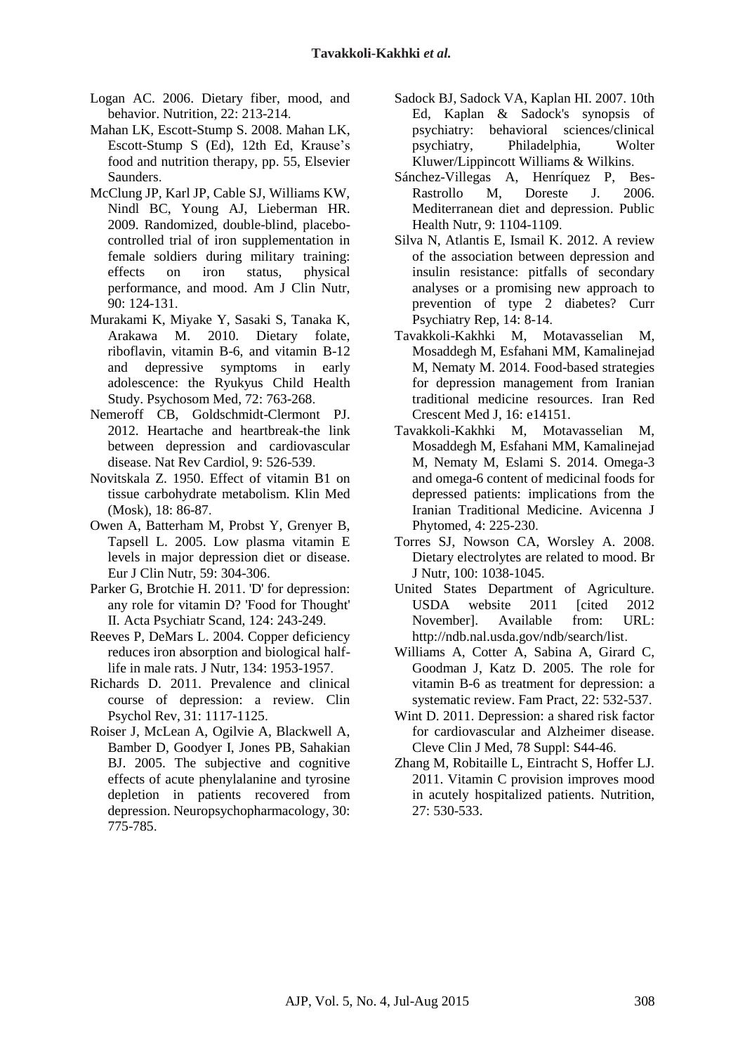Logan AC. 2006. Dietary fiber, mood, and behavior. Nutrition, 22: 213-214.

Mahan LK, Escott-Stump S. 2008. Mahan LK, Escott-Stump S (Ed), 12th Ed, Krause's food and nutrition therapy, pp. 55, Elsevier Saunders.

McClung JP, Karl JP, Cable SJ, Williams KW, Nindl BC, Young AJ, Lieberman HR. 2009. Randomized, double-blind, placebo-controlled trial of iron supplementation in female soldiers during military training: effects on iron status, physical performance, and mood. Am J Clin Nutr, 90: 124-131.

Murakami K, Miyake Y, Sasaki S, Tanaka K, Arakawa M. 2010. Dietary folate, riboflavin, vitamin B-6, and vitamin B-12 and depressive symptoms in early adolescence: the Ryukyus Child Health Study. Psychosom Med, 72: 763-268.

Nemeroff CB, Goldschmidt-Clermont PJ. 2012. Heartache and heartbreak-the link between depression and cardiovascular disease. Nat Rev Cardiol, 9: 526-539.

Novitskala Z. 1950. Effect of vitamin B1 on tissue carbohydrate metabolism. Klin Med (Mosk), 18: 86-87.

Owen A, Batterham M, Probst Y, Grenyer B, Tapsell L. 2005. Low plasma vitamin E levels in major depression diet or disease. Eur J Clin Nutr, 59: 304-306.

Parker G, Brotchie H. 2011. 'D' for depression: any role for vitamin D? 'Food for Thought' II. Acta Psychiatr Scand, 124: 243-249.

Reeves P, DeMars L. 2004. Copper deficiency reduces iron absorption and biological half-life in male rats. J Nutr, 134: 1953-1957.

Richards D. 2011. Prevalence and clinical course of depression: a review. Clin Psychol Rev, 31: 1117-1125.

Roiser J, McLean A, Ogilvie A, Blackwell A, Bamber D, Goodyer I, Jones PB, Sahakian BJ. 2005. The subjective and cognitive effects of acute phenylalanine and tyrosine depletion in patients recovered from depression. Neuropsychopharmacology, 30: 775-785.

Sadock BJ, Sadock VA, Kaplan HI. 2007. 10th Ed, Kaplan & Sadock's synopsis of psychiatry: behavioral sciences/clinical psychiatry, Philadelphia, Wolter Kluwer/Lippincott Williams & Wilkins.

Sánchez-Villegas A, Henríquez P, Bes-Rastrollo M, Doreste J. 2006. Mediterranean diet and depression. Public Health Nutr, 9: 1104-1109.

Silva N, Atlantis E, Ismail K. 2012. A review of the association between depression and insulin resistance: pitfalls of secondary analyses or a promising new approach to prevention of type 2 diabetes? Curr Psychiatry Rep, 14: 8-14.

Tavakkoli-Kakhki M, Motavasselian M, Mosaddegh M, Esfahani MM, Kamalinejad M, Nematy M. 2014. Food-based strategies for depression management from Iranian traditional medicine resources. Iran Red Crescent Med J, 16: e14151.

Tavakkoli-Kakhki M, Motavasselian M, Mosaddegh M, Esfahani MM, Kamalinejad M, Nematy M, Eslami S. 2014. Omega-3 and omega-6 content of medicinal foods for depressed patients: implications from the Iranian Traditional Medicine. Avicenna J Phytomed, 4: 225-230.

Torres SJ, Nowson CA, Worsley A. 2008. Dietary electrolytes are related to mood. Br J Nutr, 100: 1038-1045.

United States Department of Agriculture. USDA website 2011 [cited 2012 November]. Available from: URL: http://ndb.nal.usda.gov/ndb/search/list.

Williams A, Cotter A, Sabina A, Girard C, Goodman J, Katz D. 2005. The role for vitamin B-6 as treatment for depression: a systematic review. Fam Pract, 22: 532-537.

Wint D. 2011. Depression: a shared risk factor for cardiovascular and Alzheimer disease. Cleve Clin J Med, 78 Suppl: S44-46.

Zhang M, Robitaille L, Eintracht S, Hoffer LJ. 2011. Vitamin C provision improves mood in acutely hospitalized patients. Nutrition, 27: 530-533.